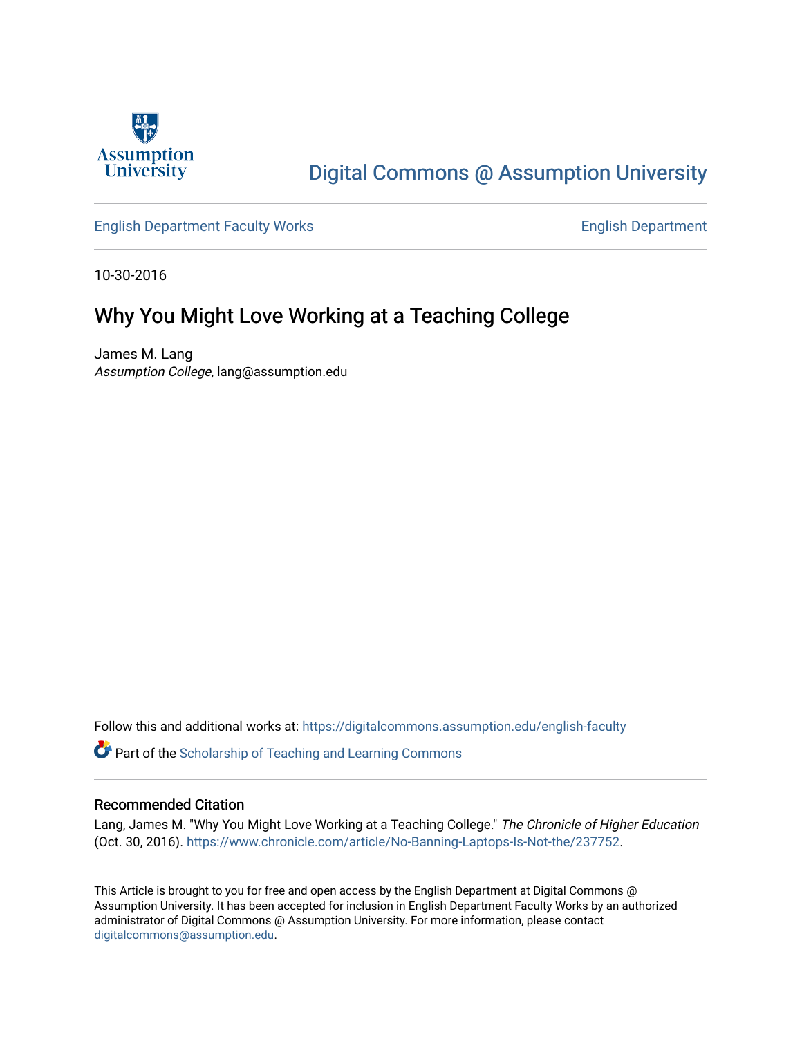Assumption University

Digital Commons @ Assumption University

English Department Faculty Works | English Department

10-30-2016

# Why You Might Love Working at a Teaching College

James M. Lang
*Assumption College*, lang@assumption.edu

Follow this and additional works at: https://digitalcommons.assumption.edu/english-faculty

Part of the Scholarship of Teaching and Learning Commons

## Recommended Citation

Lang, James M. "Why You Might Love Working at a Teaching College." *The Chronicle of Higher Education* (Oct. 30, 2016). https://www.chronicle.com/article/No-Banning-Laptops-Is-Not-the/237752.

This Article is brought to you for free and open access by the English Department at Digital Commons @ Assumption University. It has been accepted for inclusion in English Department Faculty Works by an authorized administrator of Digital Commons @ Assumption University. For more information, please contact digitalcommons@assumption.edu.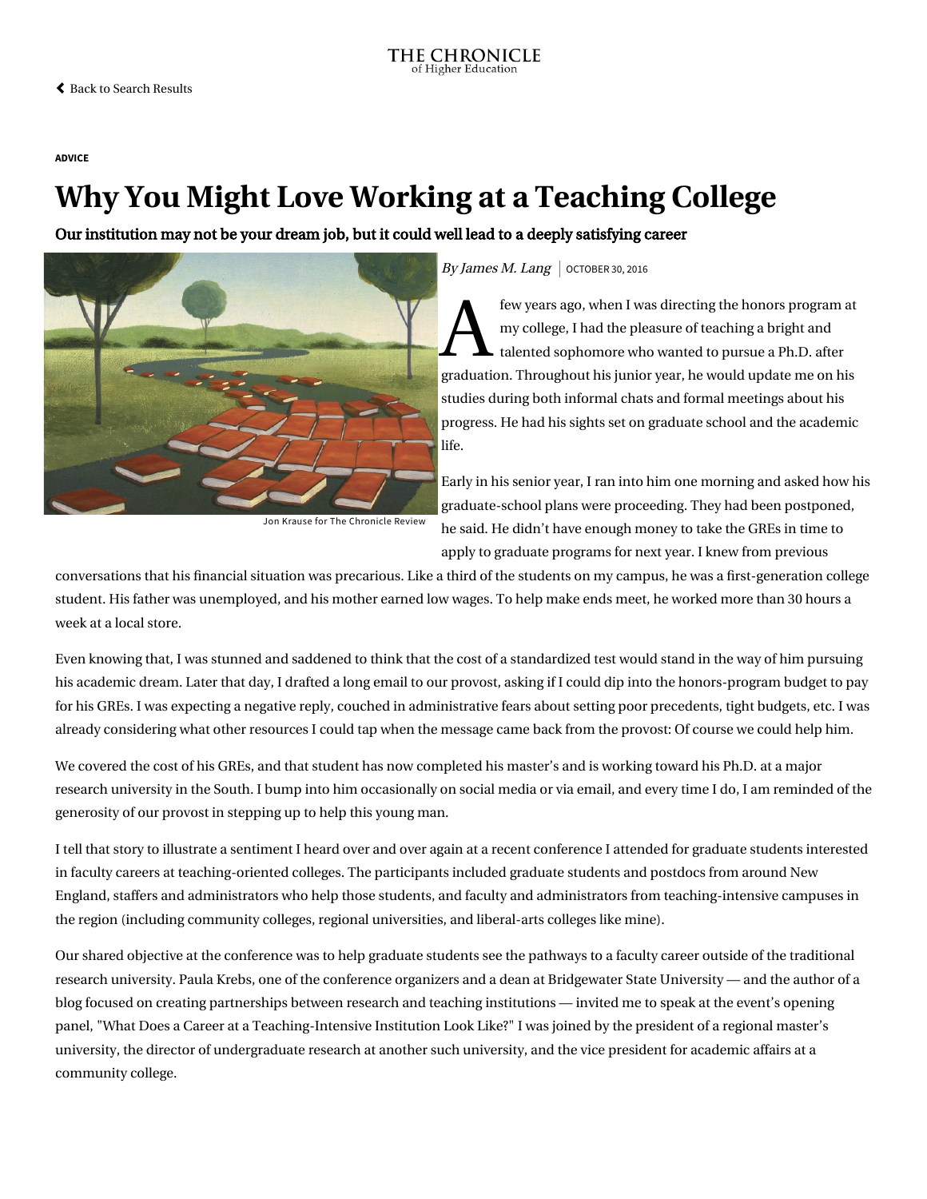**ADVICE**

# Why You Might Love Working at a Teaching College

## Our institution may not be your dream job, but it could well lead to a deeply satisfying career

Jon Krause for The Chronicle Review

*By James M. Lang* | OCTOBER 30, 2016

A few years ago, when I was directing the honors program at my college, I had the pleasure of teaching a bright and talented sophomore who wanted to pursue a Ph.D. after graduation. Throughout his junior year, he would update me on his studies during both informal chats and formal meetings about his progress. He had his sights set on graduate school and the academic life.

Early in his senior year, I ran into him one morning and asked how his graduate-school plans were proceeding. They had been postponed, he said. He didn't have enough money to take the GREs in time to apply to graduate programs for next year. I knew from previous conversations that his financial situation was precarious. Like a third of the students on my campus, he was a first-generation college student. His father was unemployed, and his mother earned low wages. To help make ends meet, he worked more than 30 hours a week at a local store.

Even knowing that, I was stunned and saddened to think that the cost of a standardized test would stand in the way of him pursuing his academic dream. Later that day, I drafted a long email to our provost, asking if I could dip into the honors-program budget to pay for his GREs. I was expecting a negative reply, couched in administrative fears about setting poor precedents, tight budgets, etc. I was already considering what other resources I could tap when the message came back from the provost: Of course we could help him.

We covered the cost of his GREs, and that student has now completed his master's and is working toward his Ph.D. at a major research university in the South. I bump into him occasionally on social media or via email, and every time I do, I am reminded of the generosity of our provost in stepping up to help this young man.

I tell that story to illustrate a sentiment I heard over and over again at a recent conference I attended for graduate students interested in faculty careers at teaching-oriented colleges. The participants included graduate students and postdocs from around New England, staffers and administrators who help those students, and faculty and administrators from teaching-intensive campuses in the region (including community colleges, regional universities, and liberal-arts colleges like mine).

Our shared objective at the conference was to help graduate students see the pathways to a faculty career outside of the traditional research university. Paula Krebs, one of the conference organizers and a dean at Bridgewater State University — and the author of a blog focused on creating partnerships between research and teaching institutions — invited me to speak at the event's opening panel, "What Does a Career at a Teaching-Intensive Institution Look Like?" I was joined by the president of a regional master's university, the director of undergraduate research at another such university, and the vice president for academic affairs at a community college.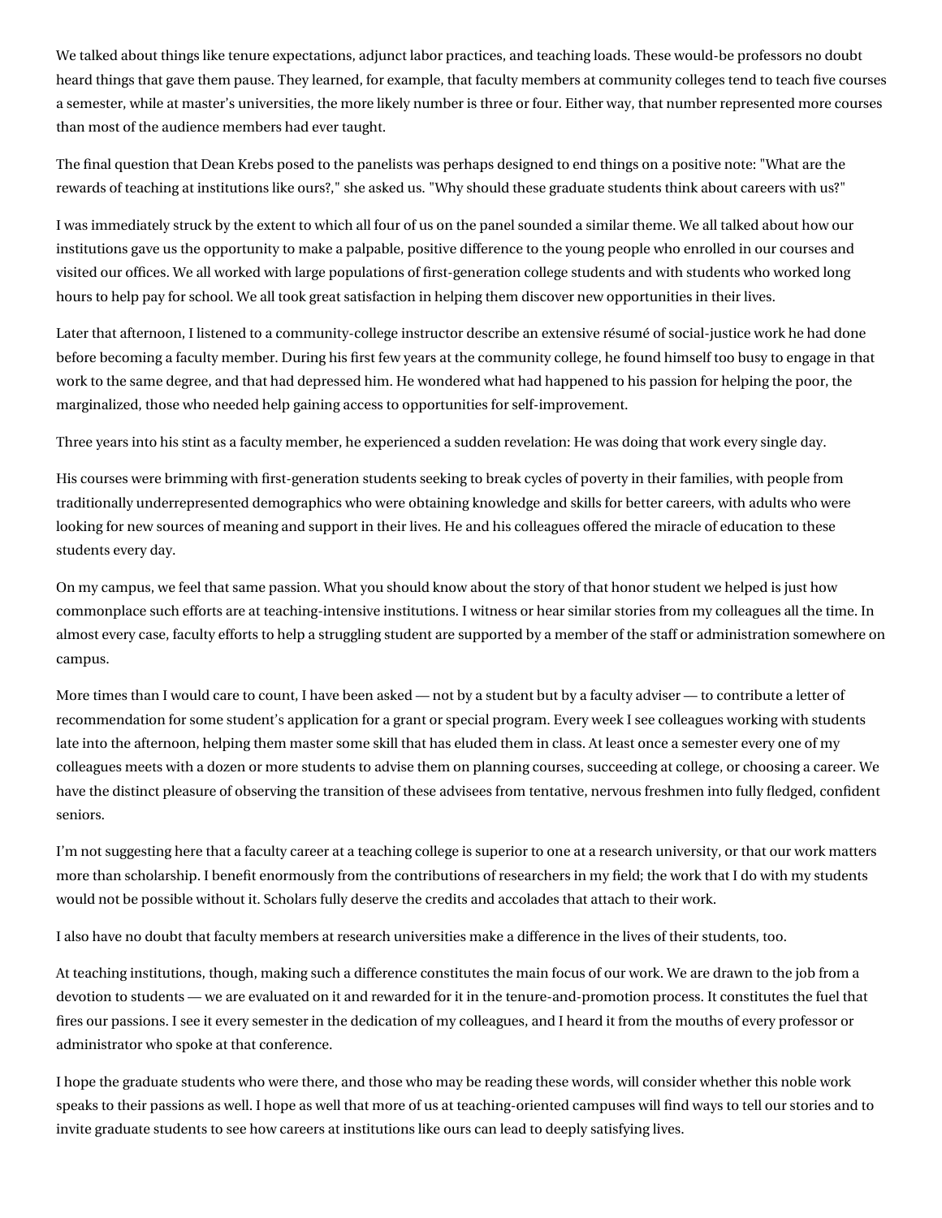We talked about things like tenure expectations, adjunct labor practices, and teaching loads. These would-be professors no doubt heard things that gave them pause. They learned, for example, that faculty members at community colleges tend to teach five courses a semester, while at master's universities, the more likely number is three or four. Either way, that number represented more courses than most of the audience members had ever taught.

The final question that Dean Krebs posed to the panelists was perhaps designed to end things on a positive note: "What are the rewards of teaching at institutions like ours?," she asked us. "Why should these graduate students think about careers with us?"

I was immediately struck by the extent to which all four of us on the panel sounded a similar theme. We all talked about how our institutions gave us the opportunity to make a palpable, positive difference to the young people who enrolled in our courses and visited our offices. We all worked with large populations of first-generation college students and with students who worked long hours to help pay for school. We all took great satisfaction in helping them discover new opportunities in their lives.

Later that afternoon, I listened to a community-college instructor describe an extensive résumé of social-justice work he had done before becoming a faculty member. During his first few years at the community college, he found himself too busy to engage in that work to the same degree, and that had depressed him. He wondered what had happened to his passion for helping the poor, the marginalized, those who needed help gaining access to opportunities for self-improvement.

Three years into his stint as a faculty member, he experienced a sudden revelation: He was doing that work every single day.

His courses were brimming with first-generation students seeking to break cycles of poverty in their families, with people from traditionally underrepresented demographics who were obtaining knowledge and skills for better careers, with adults who were looking for new sources of meaning and support in their lives. He and his colleagues offered the miracle of education to these students every day.

On my campus, we feel that same passion. What you should know about the story of that honor student we helped is just how commonplace such efforts are at teaching-intensive institutions. I witness or hear similar stories from my colleagues all the time. In almost every case, faculty efforts to help a struggling student are supported by a member of the staff or administration somewhere on campus.

More times than I would care to count, I have been asked — not by a student but by a faculty adviser — to contribute a letter of recommendation for some student's application for a grant or special program. Every week I see colleagues working with students late into the afternoon, helping them master some skill that has eluded them in class. At least once a semester every one of my colleagues meets with a dozen or more students to advise them on planning courses, succeeding at college, or choosing a career. We have the distinct pleasure of observing the transition of these advisees from tentative, nervous freshmen into fully fledged, confident seniors.

I'm not suggesting here that a faculty career at a teaching college is superior to one at a research university, or that our work matters more than scholarship. I benefit enormously from the contributions of researchers in my field; the work that I do with my students would not be possible without it. Scholars fully deserve the credits and accolades that attach to their work.

I also have no doubt that faculty members at research universities make a difference in the lives of their students, too.

At teaching institutions, though, making such a difference constitutes the main focus of our work. We are drawn to the job from a devotion to students — we are evaluated on it and rewarded for it in the tenure-and-promotion process. It constitutes the fuel that fires our passions. I see it every semester in the dedication of my colleagues, and I heard it from the mouths of every professor or administrator who spoke at that conference.

I hope the graduate students who were there, and those who may be reading these words, will consider whether this noble work speaks to their passions as well. I hope as well that more of us at teaching-oriented campuses will find ways to tell our stories and to invite graduate students to see how careers at institutions like ours can lead to deeply satisfying lives.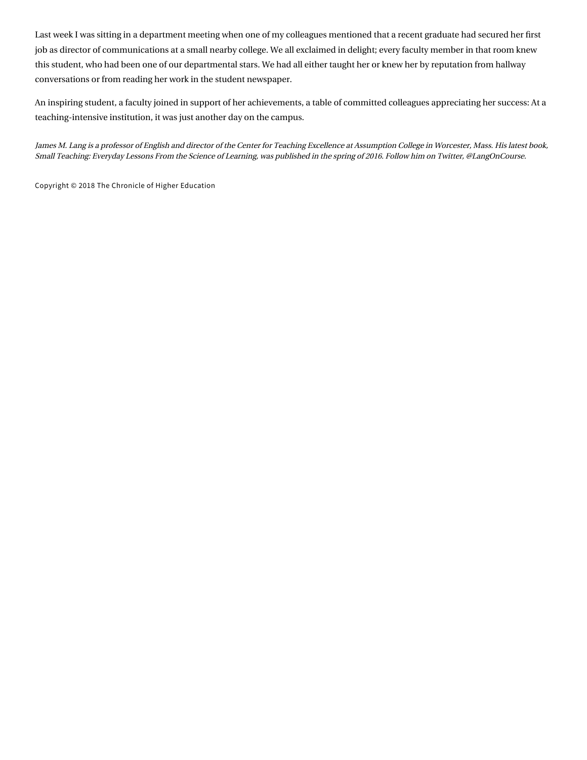Last week I was sitting in a department meeting when one of my colleagues mentioned that a recent graduate had secured her first job as director of communications at a small nearby college. We all exclaimed in delight; every faculty member in that room knew this student, who had been one of our departmental stars. We had all either taught her or knew her by reputation from hallway conversations or from reading her work in the student newspaper.

An inspiring student, a faculty joined in support of her achievements, a table of committed colleagues appreciating her success: At a teaching-intensive institution, it was just another day on the campus.

*James M. Lang is a professor of English and director of the Center for Teaching Excellence at Assumption College in Worcester, Mass. His latest book, Small Teaching: Everyday Lessons From the Science of Learning, was published in the spring of 2016. Follow him on Twitter, @LangOnCourse.*

Copyright © 2018 The Chronicle of Higher Education